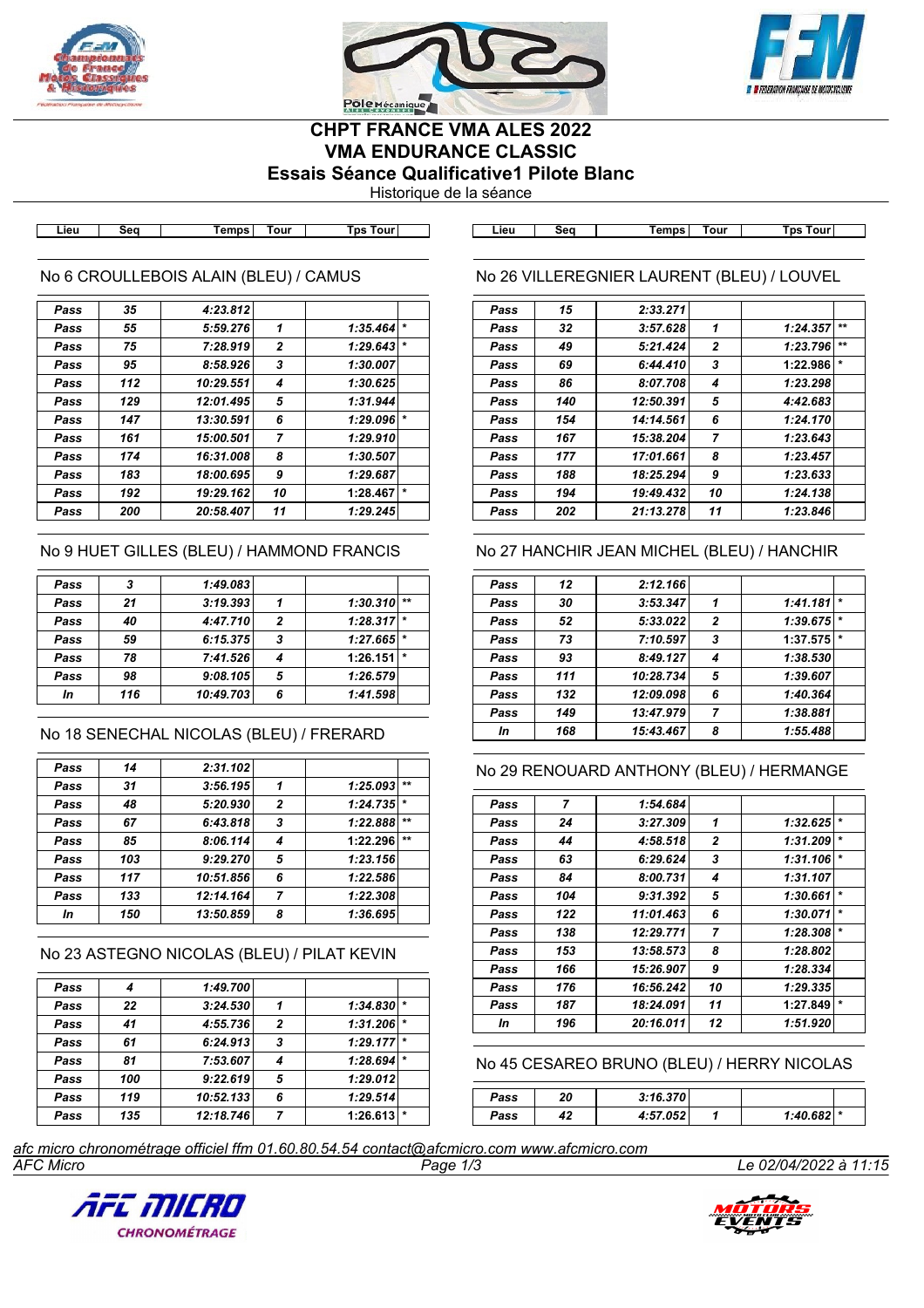# CHPT FRANCE VMA ALES 2022
## VMA ENDURANCE CLASSIC
## Essais Séance Qualificative1 Pilote Blanc
Historique de la séance

### No 6 CROULLEBOIS ALAIN (BLEU) / CAMUS

| Lieu | Seq | Temps | Tour | Tps Tour | |
|---|---|---|---|---|---|
| Pass | 35 | 4:23.812 | | | |
| Pass | 55 | 5:59.276 | 1 | 1:35.464 | * |
| Pass | 75 | 7:28.919 | 2 | 1:29.643 | * |
| Pass | 95 | 8:58.926 | 3 | 1:30.007 | |
| Pass | 112 | 10:29.551 | 4 | 1:30.625 | |
| Pass | 129 | 12:01.495 | 5 | 1:31.944 | |
| Pass | 147 | 13:30.591 | 6 | 1:29.096 | * |
| Pass | 161 | 15:00.501 | 7 | 1:29.910 | |
| Pass | 174 | 16:31.008 | 8 | 1:30.507 | |
| Pass | 183 | 18:00.695 | 9 | 1:29.687 | |
| Pass | 192 | 19:29.162 | 10 | 1:28.467 | * |
| Pass | 200 | 20:58.407 | 11 | 1:29.245 | |

### No 9 HUET GILLES (BLEU) / HAMMOND FRANCIS

| Lieu | Seq | Temps | Tour | Tps Tour | |
|---|---|---|---|---|---|
| Pass | 3 | 1:49.083 | | | |
| Pass | 21 | 3:19.393 | 1 | 1:30.310 | ** |
| Pass | 40 | 4:47.710 | 2 | 1:28.317 | * |
| Pass | 59 | 6:15.375 | 3 | 1:27.665 | * |
| Pass | 78 | 7:41.526 | 4 | 1:26.151 | * |
| Pass | 98 | 9:08.105 | 5 | 1:26.579 | |
| In | 116 | 10:49.703 | 6 | 1:41.598 | |

### No 18 SENECHAL NICOLAS (BLEU) / FRERARD

| Lieu | Seq | Temps | Tour | Tps Tour | |
|---|---|---|---|---|---|
| Pass | 14 | 2:31.102 | | | |
| Pass | 31 | 3:56.195 | 1 | 1:25.093 | ** |
| Pass | 48 | 5:20.930 | 2 | 1:24.735 | * |
| Pass | 67 | 6:43.818 | 3 | 1:22.888 | ** |
| Pass | 85 | 8:06.114 | 4 | 1:22.296 | ** |
| Pass | 103 | 9:29.270 | 5 | 1:23.156 | |
| Pass | 117 | 10:51.856 | 6 | 1:22.586 | |
| Pass | 133 | 12:14.164 | 7 | 1:22.308 | |
| In | 150 | 13:50.859 | 8 | 1:36.695 | |

### No 23 ASTEGNO NICOLAS (BLEU) / PILAT KEVIN

| Lieu | Seq | Temps | Tour | Tps Tour | |
|---|---|---|---|---|---|
| Pass | 4 | 1:49.700 | | | |
| Pass | 22 | 3:24.530 | 1 | 1:34.830 | * |
| Pass | 41 | 4:55.736 | 2 | 1:31.206 | * |
| Pass | 61 | 6:24.913 | 3 | 1:29.177 | * |
| Pass | 81 | 7:53.607 | 4 | 1:28.694 | * |
| Pass | 100 | 9:22.619 | 5 | 1:29.012 | |
| Pass | 119 | 10:52.133 | 6 | 1:29.514 | |
| Pass | 135 | 12:18.746 | 7 | 1:26.613 | * |

### No 26 VILLEREGNIER LAURENT (BLEU) / LOUVEL

| Lieu | Seq | Temps | Tour | Tps Tour | |
|---|---|---|---|---|---|
| Pass | 15 | 2:33.271 | | | |
| Pass | 32 | 3:57.628 | 1 | 1:24.357 | ** |
| Pass | 49 | 5:21.424 | 2 | 1:23.796 | ** |
| Pass | 69 | 6:44.410 | 3 | 1:22.986 | * |
| Pass | 86 | 8:07.708 | 4 | 1:23.298 | |
| Pass | 140 | 12:50.391 | 5 | 4:42.683 | |
| Pass | 154 | 14:14.561 | 6 | 1:24.170 | |
| Pass | 167 | 15:38.204 | 7 | 1:23.643 | |
| Pass | 177 | 17:01.661 | 8 | 1:23.457 | |
| Pass | 188 | 18:25.294 | 9 | 1:23.633 | |
| Pass | 194 | 19:49.432 | 10 | 1:24.138 | |
| Pass | 202 | 21:13.278 | 11 | 1:23.846 | |

### No 27 HANCHIR JEAN MICHEL (BLEU) / HANCHIR

| Lieu | Seq | Temps | Tour | Tps Tour | |
|---|---|---|---|---|---|
| Pass | 12 | 2:12.166 | | | |
| Pass | 30 | 3:53.347 | 1 | 1:41.181 | * |
| Pass | 52 | 5:33.022 | 2 | 1:39.675 | * |
| Pass | 73 | 7:10.597 | 3 | 1:37.575 | * |
| Pass | 93 | 8:49.127 | 4 | 1:38.530 | |
| Pass | 111 | 10:28.734 | 5 | 1:39.607 | |
| Pass | 132 | 12:09.098 | 6 | 1:40.364 | |
| Pass | 149 | 13:47.979 | 7 | 1:38.881 | |
| In | 168 | 15:43.467 | 8 | 1:55.488 | |

### No 29 RENOUARD ANTHONY (BLEU) / HERMANGE

| Lieu | Seq | Temps | Tour | Tps Tour | |
|---|---|---|---|---|---|
| Pass | 7 | 1:54.684 | | | |
| Pass | 24 | 3:27.309 | 1 | 1:32.625 | * |
| Pass | 44 | 4:58.518 | 2 | 1:31.209 | * |
| Pass | 63 | 6:29.624 | 3 | 1:31.106 | * |
| Pass | 84 | 8:00.731 | 4 | 1:31.107 | |
| Pass | 104 | 9:31.392 | 5 | 1:30.661 | * |
| Pass | 122 | 11:01.463 | 6 | 1:30.071 | * |
| Pass | 138 | 12:29.771 | 7 | 1:28.308 | * |
| Pass | 153 | 13:58.573 | 8 | 1:28.802 | |
| Pass | 166 | 15:26.907 | 9 | 1:28.334 | |
| Pass | 176 | 16:56.242 | 10 | 1:29.335 | |
| Pass | 187 | 18:24.091 | 11 | 1:27.849 | * |
| In | 196 | 20:16.011 | 12 | 1:51.920 | |

### No 45 CESAREO BRUNO (BLEU) / HERRY NICOLAS

| Lieu | Seq | Temps | Tour | Tps Tour | |
|---|---|---|---|---|---|
| Pass | 20 | 3:16.370 | | | |
| Pass | 42 | 4:57.052 | 1 | 1:40.682 | * |

afc micro chronométrage officiel ffm 01.60.80.54.54 contact@afcmicro.com www.afcmicro.com
AFC Micro — Le 02/04/2022 à 11:15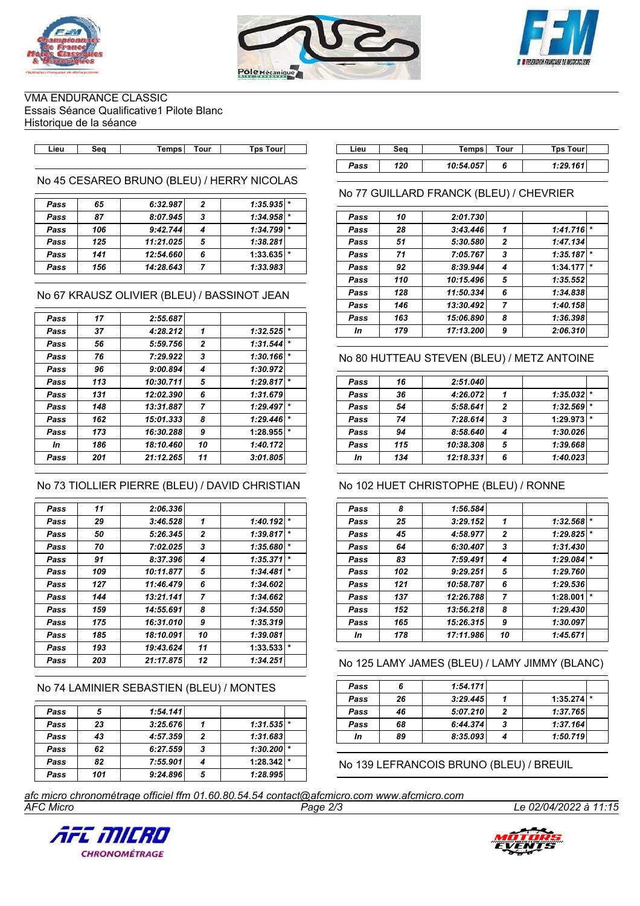VMA ENDURANCE CLASSIC
Essais Séance Qualificative1 Pilote Blanc
Historique de la séance

## No 45 CESAREO BRUNO (BLEU) / HERRY NICOLAS

| Lieu | Seq | Temps | Tour | Tps Tour | |
|---|---|---|---|---|---|
| Pass | 65 | 6:32.987 | 2 | 1:35.935 | * |
| Pass | 87 | 8:07.945 | 3 | 1:34.958 | * |
| Pass | 106 | 9:42.744 | 4 | 1:34.799 | * |
| Pass | 125 | 11:21.025 | 5 | 1:38.281 | |
| Pass | 141 | 12:54.660 | 6 | 1:33.635 | * |
| Pass | 156 | 14:28.643 | 7 | 1:33.983 | |

## No 67 KRAUSZ OLIVIER (BLEU) / BASSINOT JEAN

| Lieu | Seq | Temps | Tour | Tps Tour | |
|---|---|---|---|---|---|
| Pass | 17 | 2:55.687 | | | |
| Pass | 37 | 4:28.212 | 1 | 1:32.525 | * |
| Pass | 56 | 5:59.756 | 2 | 1:31.544 | * |
| Pass | 76 | 7:29.922 | 3 | 1:30.166 | * |
| Pass | 96 | 9:00.894 | 4 | 1:30.972 | |
| Pass | 113 | 10:30.711 | 5 | 1:29.817 | * |
| Pass | 131 | 12:02.390 | 6 | 1:31.679 | |
| Pass | 148 | 13:31.887 | 7 | 1:29.497 | * |
| Pass | 162 | 15:01.333 | 8 | 1:29.446 | * |
| Pass | 173 | 16:30.288 | 9 | 1:28.955 | * |
| In | 186 | 18:10.460 | 10 | 1:40.172 | |
| Pass | 201 | 21:12.265 | 11 | 3:01.805 | |

## No 73 TIOLLIER PIERRE (BLEU) / DAVID CHRISTIAN

| Lieu | Seq | Temps | Tour | Tps Tour | |
|---|---|---|---|---|---|
| Pass | 11 | 2:06.336 | | | |
| Pass | 29 | 3:46.528 | 1 | 1:40.192 | * |
| Pass | 50 | 5:26.345 | 2 | 1:39.817 | * |
| Pass | 70 | 7:02.025 | 3 | 1:35.680 | * |
| Pass | 91 | 8:37.396 | 4 | 1:35.371 | * |
| Pass | 109 | 10:11.877 | 5 | 1:34.481 | * |
| Pass | 127 | 11:46.479 | 6 | 1:34.602 | |
| Pass | 144 | 13:21.141 | 7 | 1:34.662 | |
| Pass | 159 | 14:55.691 | 8 | 1:34.550 | |
| Pass | 175 | 16:31.010 | 9 | 1:35.319 | |
| Pass | 185 | 18:10.091 | 10 | 1:39.081 | |
| Pass | 193 | 19:43.624 | 11 | 1:33.533 | * |
| Pass | 203 | 21:17.875 | 12 | 1:34.251 | |

## No 74 LAMINIER SEBASTIEN (BLEU) / MONTES

| Lieu | Seq | Temps | Tour | Tps Tour | |
|---|---|---|---|---|---|
| Pass | 5 | 1:54.141 | | | |
| Pass | 23 | 3:25.676 | 1 | 1:31.535 | * |
| Pass | 43 | 4:57.359 | 2 | 1:31.683 | |
| Pass | 62 | 6:27.559 | 3 | 1:30.200 | * |
| Pass | 82 | 7:55.901 | 4 | 1:28.342 | * |
| Pass | 101 | 9:24.896 | 5 | 1:28.995 | |
| Pass | 120 | 10:54.057 | 6 | 1:29.161 | |

## No 77 GUILLARD FRANCK (BLEU) / CHEVRIER

| Lieu | Seq | Temps | Tour | Tps Tour | |
|---|---|---|---|---|---|
| Pass | 10 | 2:01.730 | | | |
| Pass | 28 | 3:43.446 | 1 | 1:41.716 | * |
| Pass | 51 | 5:30.580 | 2 | 1:47.134 | |
| Pass | 71 | 7:05.767 | 3 | 1:35.187 | * |
| Pass | 92 | 8:39.944 | 4 | 1:34.177 | * |
| Pass | 110 | 10:15.496 | 5 | 1:35.552 | |
| Pass | 128 | 11:50.334 | 6 | 1:34.838 | |
| Pass | 146 | 13:30.492 | 7 | 1:40.158 | |
| Pass | 163 | 15:06.890 | 8 | 1:36.398 | |
| In | 179 | 17:13.200 | 9 | 2:06.310 | |

## No 80 HUTTEAU STEVEN (BLEU) / METZ ANTOINE

| Lieu | Seq | Temps | Tour | Tps Tour | |
|---|---|---|---|---|---|
| Pass | 16 | 2:51.040 | | | |
| Pass | 36 | 4:26.072 | 1 | 1:35.032 | * |
| Pass | 54 | 5:58.641 | 2 | 1:32.569 | * |
| Pass | 74 | 7:28.614 | 3 | 1:29.973 | * |
| Pass | 94 | 8:58.640 | 4 | 1:30.026 | |
| Pass | 115 | 10:38.308 | 5 | 1:39.668 | |
| In | 134 | 12:18.331 | 6 | 1:40.023 | |

## No 102 HUET CHRISTOPHE (BLEU) / RONNE

| Lieu | Seq | Temps | Tour | Tps Tour | |
|---|---|---|---|---|---|
| Pass | 8 | 1:56.584 | | | |
| Pass | 25 | 3:29.152 | 1 | 1:32.568 | * |
| Pass | 45 | 4:58.977 | 2 | 1:29.825 | * |
| Pass | 64 | 6:30.407 | 3 | 1:31.430 | |
| Pass | 83 | 7:59.491 | 4 | 1:29.084 | * |
| Pass | 102 | 9:29.251 | 5 | 1:29.760 | |
| Pass | 121 | 10:58.787 | 6 | 1:29.536 | |
| Pass | 137 | 12:26.788 | 7 | 1:28.001 | * |
| Pass | 152 | 13:56.218 | 8 | 1:29.430 | |
| Pass | 165 | 15:26.315 | 9 | 1:30.097 | |
| In | 178 | 17:11.986 | 10 | 1:45.671 | |

## No 125 LAMY JAMES (BLEU) / LAMY JIMMY (BLANC)

| Lieu | Seq | Temps | Tour | Tps Tour | |
|---|---|---|---|---|---|
| Pass | 6 | 1:54.171 | | | |
| Pass | 26 | 3:29.445 | 1 | 1:35.274 | * |
| Pass | 46 | 5:07.210 | 2 | 1:37.765 | |
| Pass | 68 | 6:44.374 | 3 | 1:37.164 | |
| In | 89 | 8:35.093 | 4 | 1:50.719 | |

## No 139 LEFRANCOIS BRUNO (BLEU) / BREUIL

afc micro chronométrage officiel ffm 01.60.80.54.54 contact@afcmicro.com www.afcmicro.com
AFC Micro — Le 02/04/2022 à 11:15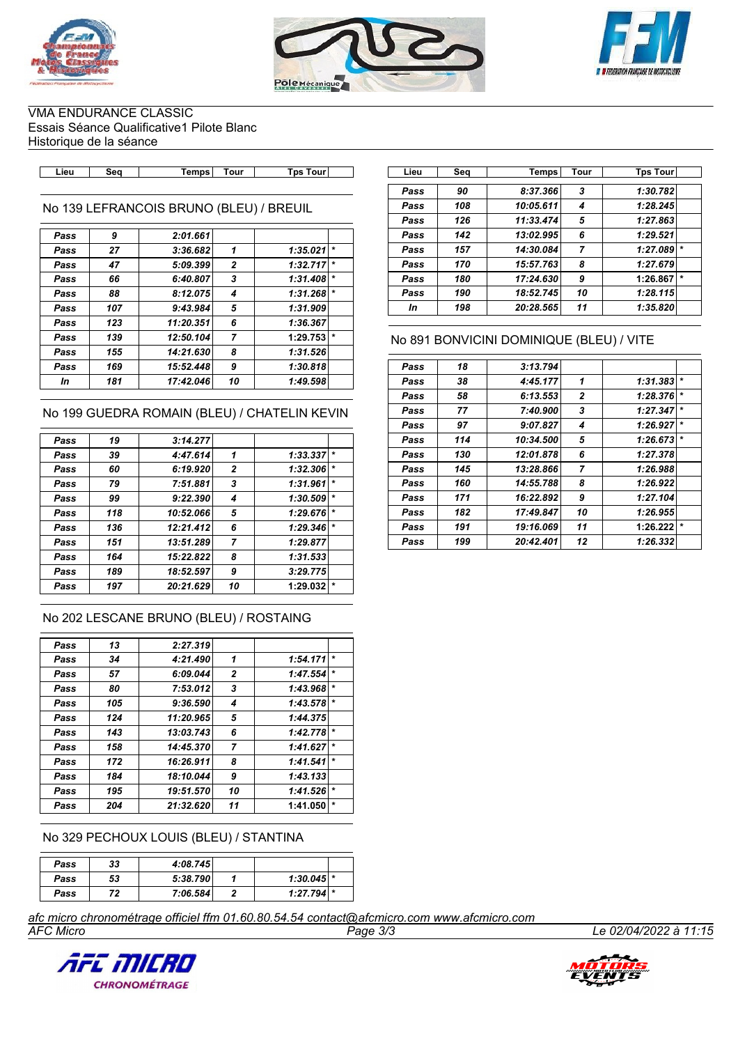VMA ENDURANCE CLASSIC
Essais Séance Qualificative1 Pilote Blanc
Historique de la séance

| Lieu | Seq | Temps | Tour | Tps Tour | |
|---|---|---|---|---|---|

No 139 LEFRANCOIS BRUNO (BLEU) / BREUIL

| Lieu | Seq | Temps | Tour | Tps Tour | |
|---|---|---|---|---|---|
| Pass | 9 | 2:01.661 | | | |
| Pass | 27 | 3:36.682 | 1 | 1:35.021 | * |
| Pass | 47 | 5:09.399 | 2 | 1:32.717 | * |
| Pass | 66 | 6:40.807 | 3 | 1:31.408 | * |
| Pass | 88 | 8:12.075 | 4 | 1:31.268 | * |
| Pass | 107 | 9:43.984 | 5 | 1:31.909 | |
| Pass | 123 | 11:20.351 | 6 | 1:36.367 | |
| Pass | 139 | 12:50.104 | 7 | 1:29.753 | * |
| Pass | 155 | 14:21.630 | 8 | 1:31.526 | |
| Pass | 169 | 15:52.448 | 9 | 1:30.818 | |
| In | 181 | 17:42.046 | 10 | 1:49.598 | |

No 199 GUEDRA ROMAIN (BLEU) / CHATELIN KEVIN

| Lieu | Seq | Temps | Tour | Tps Tour | |
|---|---|---|---|---|---|
| Pass | 19 | 3:14.277 | | | |
| Pass | 39 | 4:47.614 | 1 | 1:33.337 | * |
| Pass | 60 | 6:19.920 | 2 | 1:32.306 | * |
| Pass | 79 | 7:51.881 | 3 | 1:31.961 | * |
| Pass | 99 | 9:22.390 | 4 | 1:30.509 | * |
| Pass | 118 | 10:52.066 | 5 | 1:29.676 | * |
| Pass | 136 | 12:21.412 | 6 | 1:29.346 | * |
| Pass | 151 | 13:51.289 | 7 | 1:29.877 | |
| Pass | 164 | 15:22.822 | 8 | 1:31.533 | |
| Pass | 189 | 18:52.597 | 9 | 3:29.775 | |
| Pass | 197 | 20:21.629 | 10 | 1:29.032 | * |

No 202 LESCANE BRUNO (BLEU) / ROSTAING

| Lieu | Seq | Temps | Tour | Tps Tour | |
|---|---|---|---|---|---|
| Pass | 13 | 2:27.319 | | | |
| Pass | 34 | 4:21.490 | 1 | 1:54.171 | * |
| Pass | 57 | 6:09.044 | 2 | 1:47.554 | * |
| Pass | 80 | 7:53.012 | 3 | 1:43.968 | * |
| Pass | 105 | 9:36.590 | 4 | 1:43.578 | * |
| Pass | 124 | 11:20.965 | 5 | 1:44.375 | |
| Pass | 143 | 13:03.743 | 6 | 1:42.778 | * |
| Pass | 158 | 14:45.370 | 7 | 1:41.627 | * |
| Pass | 172 | 16:26.911 | 8 | 1:41.541 | * |
| Pass | 184 | 18:10.044 | 9 | 1:43.133 | |
| Pass | 195 | 19:51.570 | 10 | 1:41.526 | * |
| Pass | 204 | 21:32.620 | 11 | 1:41.050 | * |

No 329 PECHOUX LOUIS (BLEU) / STANTINA

| Lieu | Seq | Temps | Tour | Tps Tour | |
|---|---|---|---|---|---|
| Pass | 33 | 4:08.745 | | | |
| Pass | 53 | 5:38.790 | 1 | 1:30.045 | * |
| Pass | 72 | 7:06.584 | 2 | 1:27.794 | * |
| Pass | 90 | 8:37.366 | 3 | 1:30.782 | |
| Pass | 108 | 10:05.611 | 4 | 1:28.245 | |
| Pass | 126 | 11:33.474 | 5 | 1:27.863 | |
| Pass | 142 | 13:02.995 | 6 | 1:29.521 | |
| Pass | 157 | 14:30.084 | 7 | 1:27.089 | * |
| Pass | 170 | 15:57.763 | 8 | 1:27.679 | |
| Pass | 180 | 17:24.630 | 9 | 1:26.867 | * |
| Pass | 190 | 18:52.745 | 10 | 1:28.115 | |
| In | 198 | 20:28.565 | 11 | 1:35.820 | |

No 891 BONVICINI DOMINIQUE (BLEU) / VITE

| Lieu | Seq | Temps | Tour | Tps Tour | |
|---|---|---|---|---|---|
| Pass | 18 | 3:13.794 | | | |
| Pass | 38 | 4:45.177 | 1 | 1:31.383 | * |
| Pass | 58 | 6:13.553 | 2 | 1:28.376 | * |
| Pass | 77 | 7:40.900 | 3 | 1:27.347 | * |
| Pass | 97 | 9:07.827 | 4 | 1:26.927 | * |
| Pass | 114 | 10:34.500 | 5 | 1:26.673 | * |
| Pass | 130 | 12:01.878 | 6 | 1:27.378 | |
| Pass | 145 | 13:28.866 | 7 | 1:26.988 | |
| Pass | 160 | 14:55.788 | 8 | 1:26.922 | |
| Pass | 171 | 16:22.892 | 9 | 1:27.104 | |
| Pass | 182 | 17:49.847 | 10 | 1:26.955 | |
| Pass | 191 | 19:16.069 | 11 | 1:26.222 | * |
| Pass | 199 | 20:42.401 | 12 | 1:26.332 | |

*afc micro chronométrage officiel ffm 01.60.80.54.54 contact@afcmicro.com www.afcmicro.com*

*AFC Micro* — *Le 02/04/2022 à 11:15*